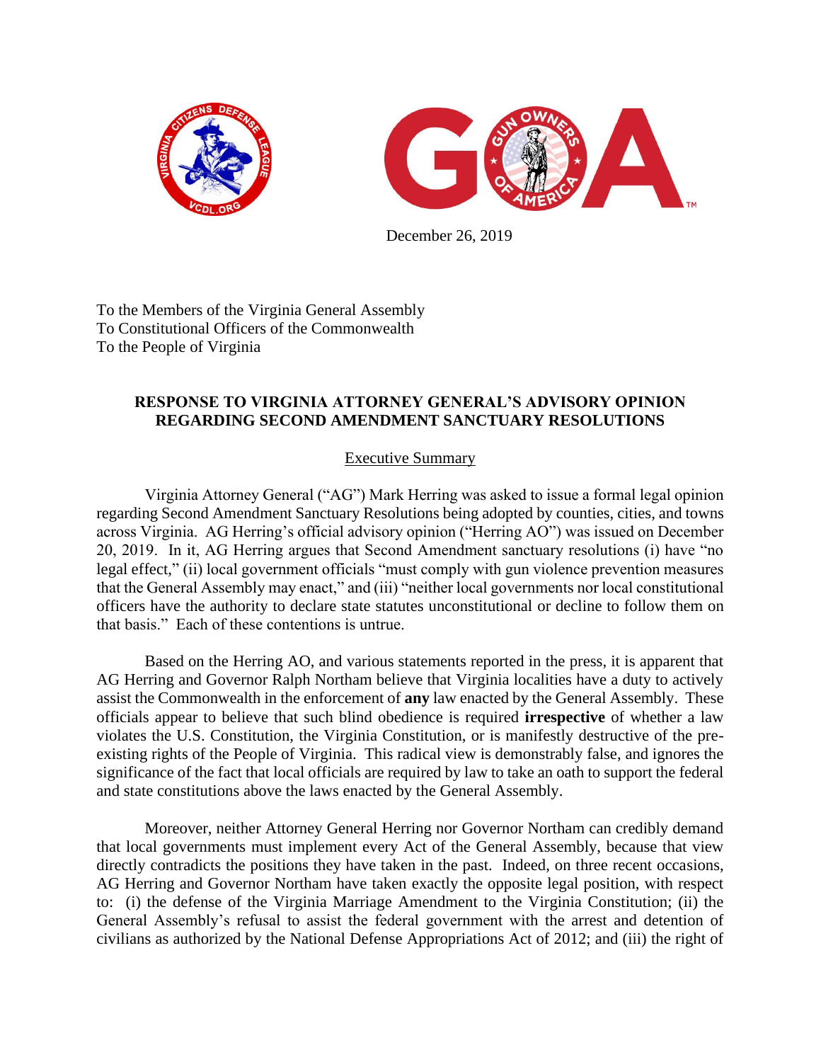December 26, 2019

To the Members of the Virginia General Assembly
To Constitutional Officers of the Commonwealth
To the People of Virginia

**RESPONSE TO VIRGINIA ATTORNEY GENERAL'S ADVISORY OPINION REGARDING SECOND AMENDMENT SANCTUARY RESOLUTIONS**

## Executive Summary

Virginia Attorney General ("AG") Mark Herring was asked to issue a formal legal opinion regarding Second Amendment Sanctuary Resolutions being adopted by counties, cities, and towns across Virginia. AG Herring's official advisory opinion ("Herring AO") was issued on December 20, 2019. In it, AG Herring argues that Second Amendment sanctuary resolutions (i) have "no legal effect," (ii) local government officials "must comply with gun violence prevention measures that the General Assembly may enact," and (iii) "neither local governments nor local constitutional officers have the authority to declare state statutes unconstitutional or decline to follow them on that basis." Each of these contentions is untrue.

Based on the Herring AO, and various statements reported in the press, it is apparent that AG Herring and Governor Ralph Northam believe that Virginia localities have a duty to actively assist the Commonwealth in the enforcement of **any** law enacted by the General Assembly. These officials appear to believe that such blind obedience is required **irrespective** of whether a law violates the U.S. Constitution, the Virginia Constitution, or is manifestly destructive of the pre-existing rights of the People of Virginia. This radical view is demonstrably false, and ignores the significance of the fact that local officials are required by law to take an oath to support the federal and state constitutions above the laws enacted by the General Assembly.

Moreover, neither Attorney General Herring nor Governor Northam can credibly demand that local governments must implement every Act of the General Assembly, because that view directly contradicts the positions they have taken in the past. Indeed, on three recent occasions, AG Herring and Governor Northam have taken exactly the opposite legal position, with respect to: (i) the defense of the Virginia Marriage Amendment to the Virginia Constitution; (ii) the General Assembly's refusal to assist the federal government with the arrest and detention of civilians as authorized by the National Defense Appropriations Act of 2012; and (iii) the right of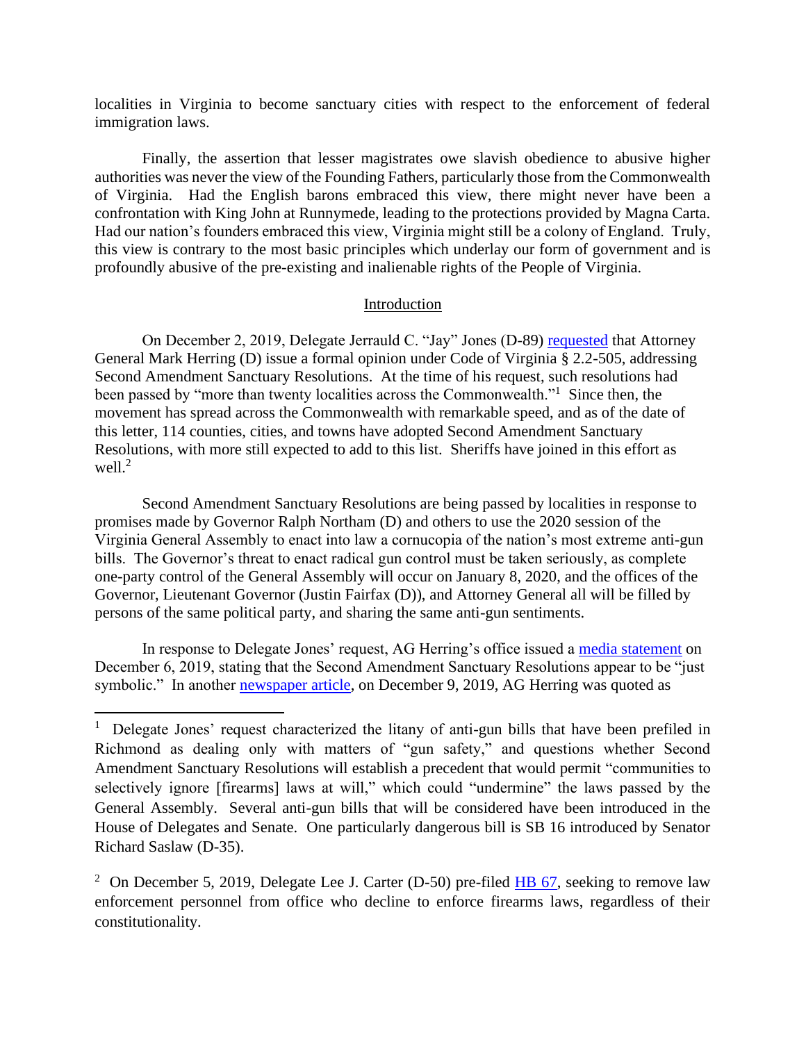localities in Virginia to become sanctuary cities with respect to the enforcement of federal immigration laws.

Finally, the assertion that lesser magistrates owe slavish obedience to abusive higher authorities was never the view of the Founding Fathers, particularly those from the Commonwealth of Virginia. Had the English barons embraced this view, there might never have been a confrontation with King John at Runnymede, leading to the protections provided by Magna Carta. Had our nation's founders embraced this view, Virginia might still be a colony of England. Truly, this view is contrary to the most basic principles which underlay our form of government and is profoundly abusive of the pre-existing and inalienable rights of the People of Virginia.

## Introduction

On December 2, 2019, Delegate Jerrauld C. "Jay" Jones (D-89) requested that Attorney General Mark Herring (D) issue a formal opinion under Code of Virginia § 2.2-505, addressing Second Amendment Sanctuary Resolutions. At the time of his request, such resolutions had been passed by "more than twenty localities across the Commonwealth."[1] Since then, the movement has spread across the Commonwealth with remarkable speed, and as of the date of this letter, 114 counties, cities, and towns have adopted Second Amendment Sanctuary Resolutions, with more still expected to add to this list. Sheriffs have joined in this effort as well.[2]

Second Amendment Sanctuary Resolutions are being passed by localities in response to promises made by Governor Ralph Northam (D) and others to use the 2020 session of the Virginia General Assembly to enact into law a cornucopia of the nation's most extreme anti-gun bills. The Governor's threat to enact radical gun control must be taken seriously, as complete one-party control of the General Assembly will occur on January 8, 2020, and the offices of the Governor, Lieutenant Governor (Justin Fairfax (D)), and Attorney General all will be filled by persons of the same political party, and sharing the same anti-gun sentiments.

In response to Delegate Jones' request, AG Herring's office issued a media statement on December 6, 2019, stating that the Second Amendment Sanctuary Resolutions appear to be "just symbolic." In another newspaper article, on December 9, 2019, AG Herring was quoted as

---

[1] Delegate Jones' request characterized the litany of anti-gun bills that have been prefiled in Richmond as dealing only with matters of "gun safety," and questions whether Second Amendment Sanctuary Resolutions will establish a precedent that would permit "communities to selectively ignore [firearms] laws at will," which could "undermine" the laws passed by the General Assembly. Several anti-gun bills that will be considered have been introduced in the House of Delegates and Senate. One particularly dangerous bill is SB 16 introduced by Senator Richard Saslaw (D-35).

[2] On December 5, 2019, Delegate Lee J. Carter (D-50) pre-filed HB 67, seeking to remove law enforcement personnel from office who decline to enforce firearms laws, regardless of their constitutionality.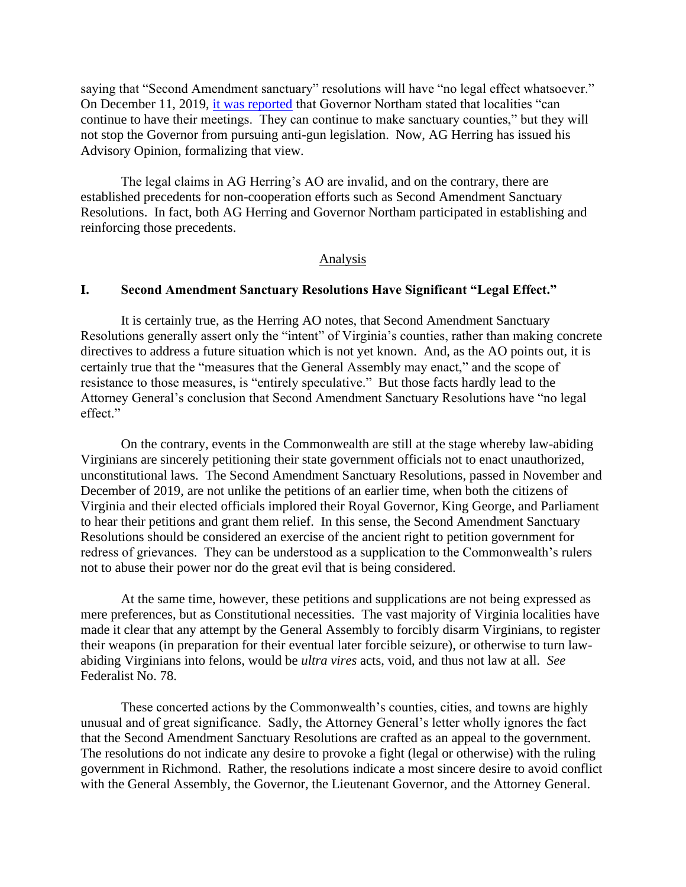saying that "Second Amendment sanctuary" resolutions will have "no legal effect whatsoever." On December 11, 2019, [it was reported]() that Governor Northam stated that localities "can continue to have their meetings. They can continue to make sanctuary counties," but they will not stop the Governor from pursuing anti-gun legislation. Now, AG Herring has issued his Advisory Opinion, formalizing that view.

The legal claims in AG Herring's AO are invalid, and on the contrary, there are established precedents for non-cooperation efforts such as Second Amendment Sanctuary Resolutions. In fact, both AG Herring and Governor Northam participated in establishing and reinforcing those precedents.

## Analysis

### I. Second Amendment Sanctuary Resolutions Have Significant "Legal Effect."

It is certainly true, as the Herring AO notes, that Second Amendment Sanctuary Resolutions generally assert only the "intent" of Virginia's counties, rather than making concrete directives to address a future situation which is not yet known. And, as the AO points out, it is certainly true that the "measures that the General Assembly may enact," and the scope of resistance to those measures, is "entirely speculative." But those facts hardly lead to the Attorney General's conclusion that Second Amendment Sanctuary Resolutions have "no legal effect."

On the contrary, events in the Commonwealth are still at the stage whereby law-abiding Virginians are sincerely petitioning their state government officials not to enact unauthorized, unconstitutional laws. The Second Amendment Sanctuary Resolutions, passed in November and December of 2019, are not unlike the petitions of an earlier time, when both the citizens of Virginia and their elected officials implored their Royal Governor, King George, and Parliament to hear their petitions and grant them relief. In this sense, the Second Amendment Sanctuary Resolutions should be considered an exercise of the ancient right to petition government for redress of grievances. They can be understood as a supplication to the Commonwealth's rulers not to abuse their power nor do the great evil that is being considered.

At the same time, however, these petitions and supplications are not being expressed as mere preferences, but as Constitutional necessities. The vast majority of Virginia localities have made it clear that any attempt by the General Assembly to forcibly disarm Virginians, to register their weapons (in preparation for their eventual later forcible seizure), or otherwise to turn law-abiding Virginians into felons, would be *ultra vires* acts, void, and thus not law at all. *See* Federalist No. 78.

These concerted actions by the Commonwealth's counties, cities, and towns are highly unusual and of great significance. Sadly, the Attorney General's letter wholly ignores the fact that the Second Amendment Sanctuary Resolutions are crafted as an appeal to the government. The resolutions do not indicate any desire to provoke a fight (legal or otherwise) with the ruling government in Richmond. Rather, the resolutions indicate a most sincere desire to avoid conflict with the General Assembly, the Governor, the Lieutenant Governor, and the Attorney General.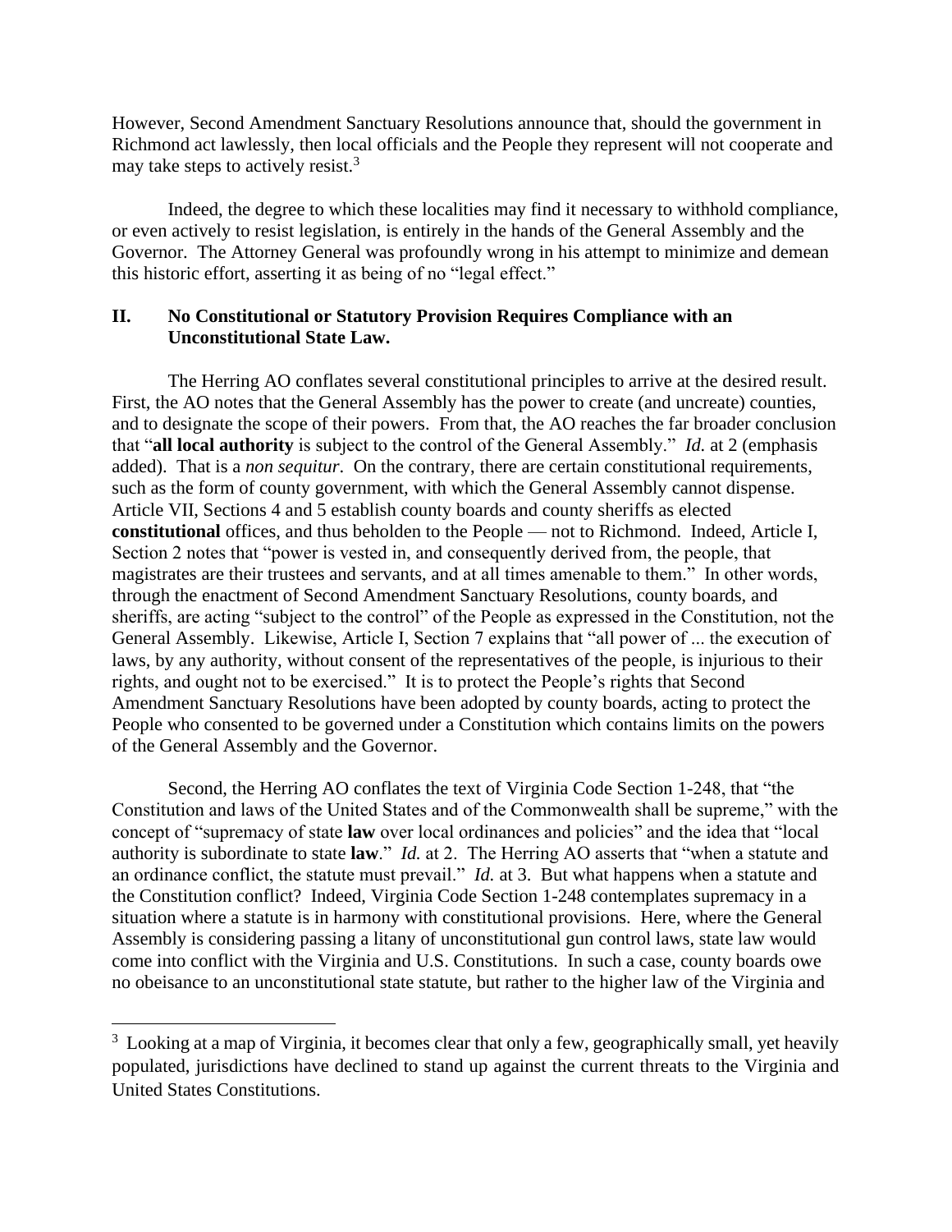However, Second Amendment Sanctuary Resolutions announce that, should the government in Richmond act lawlessly, then local officials and the People they represent will not cooperate and may take steps to actively resist.[3]

Indeed, the degree to which these localities may find it necessary to withhold compliance, or even actively to resist legislation, is entirely in the hands of the General Assembly and the Governor. The Attorney General was profoundly wrong in his attempt to minimize and demean this historic effort, asserting it as being of no "legal effect."

## II. No Constitutional or Statutory Provision Requires Compliance with an Unconstitutional State Law.

The Herring AO conflates several constitutional principles to arrive at the desired result. First, the AO notes that the General Assembly has the power to create (and uncreate) counties, and to designate the scope of their powers. From that, the AO reaches the far broader conclusion that "**all local authority** is subject to the control of the General Assembly." *Id.* at 2 (emphasis added). That is a *non sequitur*. On the contrary, there are certain constitutional requirements, such as the form of county government, with which the General Assembly cannot dispense. Article VII, Sections 4 and 5 establish county boards and county sheriffs as elected **constitutional** offices, and thus beholden to the People — not to Richmond. Indeed, Article I, Section 2 notes that "power is vested in, and consequently derived from, the people, that magistrates are their trustees and servants, and at all times amenable to them." In other words, through the enactment of Second Amendment Sanctuary Resolutions, county boards, and sheriffs, are acting "subject to the control" of the People as expressed in the Constitution, not the General Assembly. Likewise, Article I, Section 7 explains that "all power of ... the execution of laws, by any authority, without consent of the representatives of the people, is injurious to their rights, and ought not to be exercised." It is to protect the People's rights that Second Amendment Sanctuary Resolutions have been adopted by county boards, acting to protect the People who consented to be governed under a Constitution which contains limits on the powers of the General Assembly and the Governor.

Second, the Herring AO conflates the text of Virginia Code Section 1-248, that "the Constitution and laws of the United States and of the Commonwealth shall be supreme," with the concept of "supremacy of state **law** over local ordinances and policies" and the idea that "local authority is subordinate to state **law**." *Id.* at 2. The Herring AO asserts that "when a statute and an ordinance conflict, the statute must prevail." *Id.* at 3. But what happens when a statute and the Constitution conflict? Indeed, Virginia Code Section 1-248 contemplates supremacy in a situation where a statute is in harmony with constitutional provisions. Here, where the General Assembly is considering passing a litany of unconstitutional gun control laws, state law would come into conflict with the Virginia and U.S. Constitutions. In such a case, county boards owe no obeisance to an unconstitutional state statute, but rather to the higher law of the Virginia and

[3] Looking at a map of Virginia, it becomes clear that only a few, geographically small, yet heavily populated, jurisdictions have declined to stand up against the current threats to the Virginia and United States Constitutions.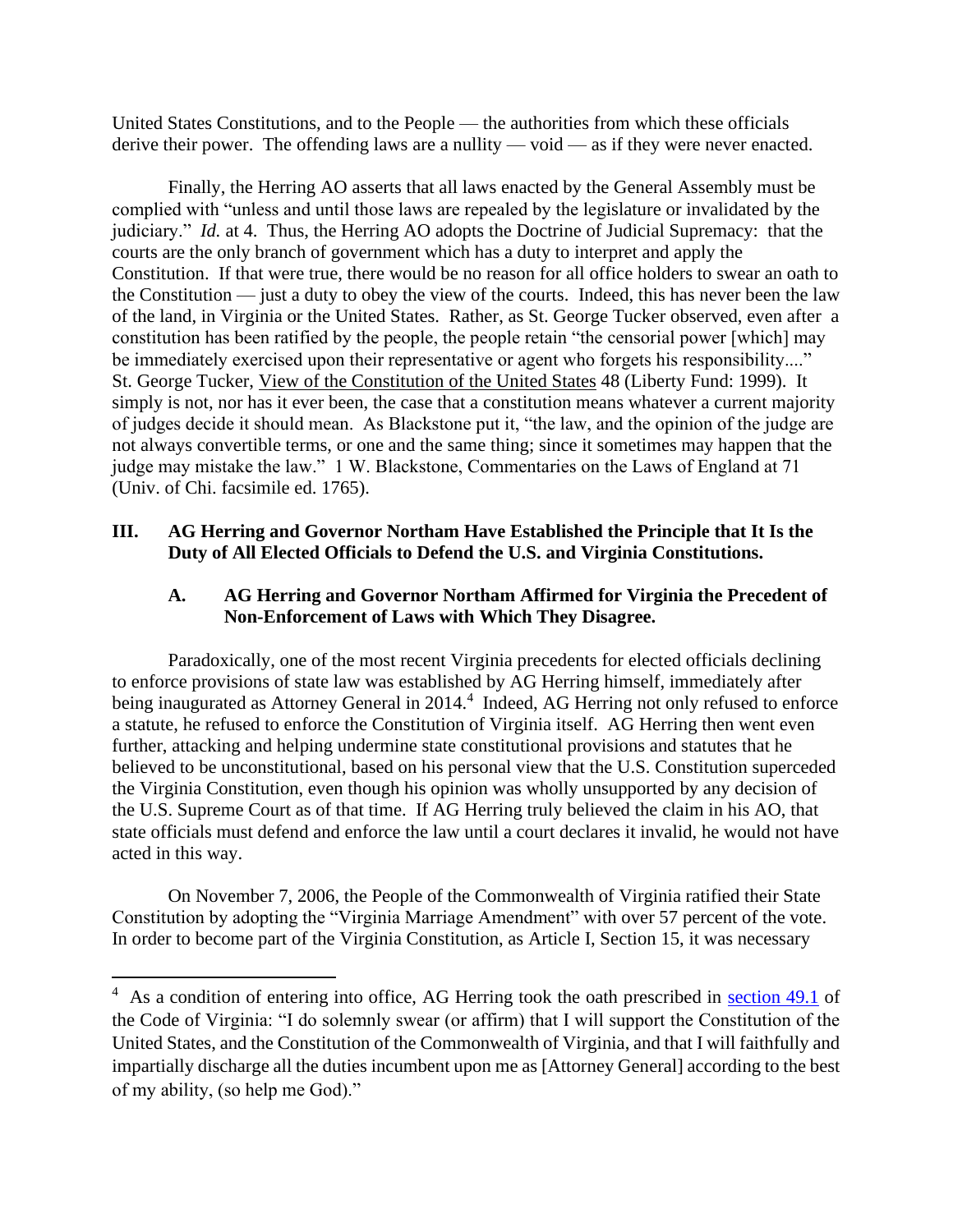United States Constitutions, and to the People — the authorities from which these officials derive their power. The offending laws are a nullity — void — as if they were never enacted.

Finally, the Herring AO asserts that all laws enacted by the General Assembly must be complied with "unless and until those laws are repealed by the legislature or invalidated by the judiciary." *Id.* at 4. Thus, the Herring AO adopts the Doctrine of Judicial Supremacy: that the courts are the only branch of government which has a duty to interpret and apply the Constitution. If that were true, there would be no reason for all office holders to swear an oath to the Constitution — just a duty to obey the view of the courts. Indeed, this has never been the law of the land, in Virginia or the United States. Rather, as St. George Tucker observed, even after a constitution has been ratified by the people, the people retain "the censorial power [which] may be immediately exercised upon their representative or agent who forgets his responsibility...." St. George Tucker, View of the Constitution of the United States 48 (Liberty Fund: 1999). It simply is not, nor has it ever been, the case that a constitution means whatever a current majority of judges decide it should mean. As Blackstone put it, "the law, and the opinion of the judge are not always convertible terms, or one and the same thing; since it sometimes may happen that the judge may mistake the law." 1 W. Blackstone, Commentaries on the Laws of England at 71 (Univ. of Chi. facsimile ed. 1765).

## III. AG Herring and Governor Northam Have Established the Principle that It Is the Duty of All Elected Officials to Defend the U.S. and Virginia Constitutions.

### A. AG Herring and Governor Northam Affirmed for Virginia the Precedent of Non-Enforcement of Laws with Which They Disagree.

Paradoxically, one of the most recent Virginia precedents for elected officials declining to enforce provisions of state law was established by AG Herring himself, immediately after being inaugurated as Attorney General in 2014.[4] Indeed, AG Herring not only refused to enforce a statute, he refused to enforce the Constitution of Virginia itself. AG Herring then went even further, attacking and helping undermine state constitutional provisions and statutes that he believed to be unconstitutional, based on his personal view that the U.S. Constitution superceded the Virginia Constitution, even though his opinion was wholly unsupported by any decision of the U.S. Supreme Court as of that time. If AG Herring truly believed the claim in his AO, that state officials must defend and enforce the law until a court declares it invalid, he would not have acted in this way.

On November 7, 2006, the People of the Commonwealth of Virginia ratified their State Constitution by adopting the "Virginia Marriage Amendment" with over 57 percent of the vote. In order to become part of the Virginia Constitution, as Article I, Section 15, it was necessary

[4] As a condition of entering into office, AG Herring took the oath prescribed in section 49.1 of the Code of Virginia: "I do solemnly swear (or affirm) that I will support the Constitution of the United States, and the Constitution of the Commonwealth of Virginia, and that I will faithfully and impartially discharge all the duties incumbent upon me as [Attorney General] according to the best of my ability, (so help me God)."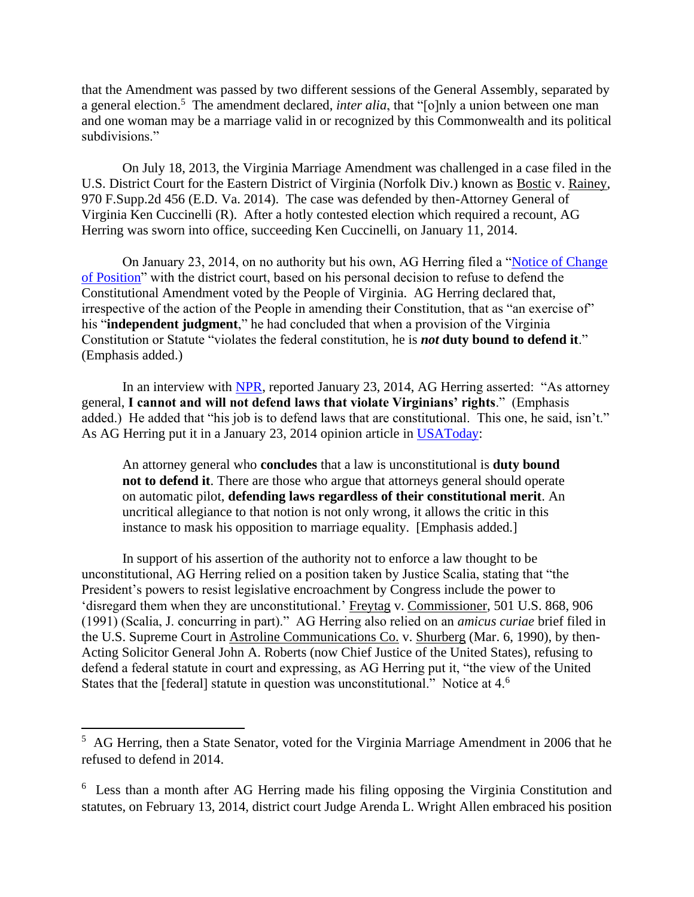that the Amendment was passed by two different sessions of the General Assembly, separated by a general election.[5] The amendment declared, *inter alia*, that "[o]nly a union between one man and one woman may be a marriage valid in or recognized by this Commonwealth and its political subdivisions."

On July 18, 2013, the Virginia Marriage Amendment was challenged in a case filed in the U.S. District Court for the Eastern District of Virginia (Norfolk Div.) known as Bostic v. Rainey, 970 F.Supp.2d 456 (E.D. Va. 2014). The case was defended by then-Attorney General of Virginia Ken Cuccinelli (R). After a hotly contested election which required a recount, AG Herring was sworn into office, succeeding Ken Cuccinelli, on January 11, 2014.

On January 23, 2014, on no authority but his own, AG Herring filed a "Notice of Change of Position" with the district court, based on his personal decision to refuse to defend the Constitutional Amendment voted by the People of Virginia. AG Herring declared that, irrespective of the action of the People in amending their Constitution, that as "an exercise of" his "**independent judgment**," he had concluded that when a provision of the Virginia Constitution or Statute "violates the federal constitution, he is ***not*** **duty bound to defend it**." (Emphasis added.)

In an interview with NPR, reported January 23, 2014, AG Herring asserted: "As attorney general, **I cannot and will not defend laws that violate Virginians' rights**." (Emphasis added.) He added that "his job is to defend laws that are constitutional. This one, he said, isn't." As AG Herring put it in a January 23, 2014 opinion article in USAToday:

> An attorney general who **concludes** that a law is unconstitutional is **duty bound not to defend it**. There are those who argue that attorneys general should operate on automatic pilot, **defending laws regardless of their constitutional merit**. An uncritical allegiance to that notion is not only wrong, it allows the critic in this instance to mask his opposition to marriage equality. [Emphasis added.]

In support of his assertion of the authority not to enforce a law thought to be unconstitutional, AG Herring relied on a position taken by Justice Scalia, stating that "the President's powers to resist legislative encroachment by Congress include the power to 'disregard them when they are unconstitutional.' Freytag v. Commissioner, 501 U.S. 868, 906 (1991) (Scalia, J. concurring in part)." AG Herring also relied on an *amicus curiae* brief filed in the U.S. Supreme Court in Astroline Communications Co. v. Shurberg (Mar. 6, 1990), by then-Acting Solicitor General John A. Roberts (now Chief Justice of the United States), refusing to defend a federal statute in court and expressing, as AG Herring put it, "the view of the United States that the [federal] statute in question was unconstitutional." Notice at 4.[6]

---

[5] AG Herring, then a State Senator, voted for the Virginia Marriage Amendment in 2006 that he refused to defend in 2014.

[6] Less than a month after AG Herring made his filing opposing the Virginia Constitution and statutes, on February 13, 2014, district court Judge Arenda L. Wright Allen embraced his position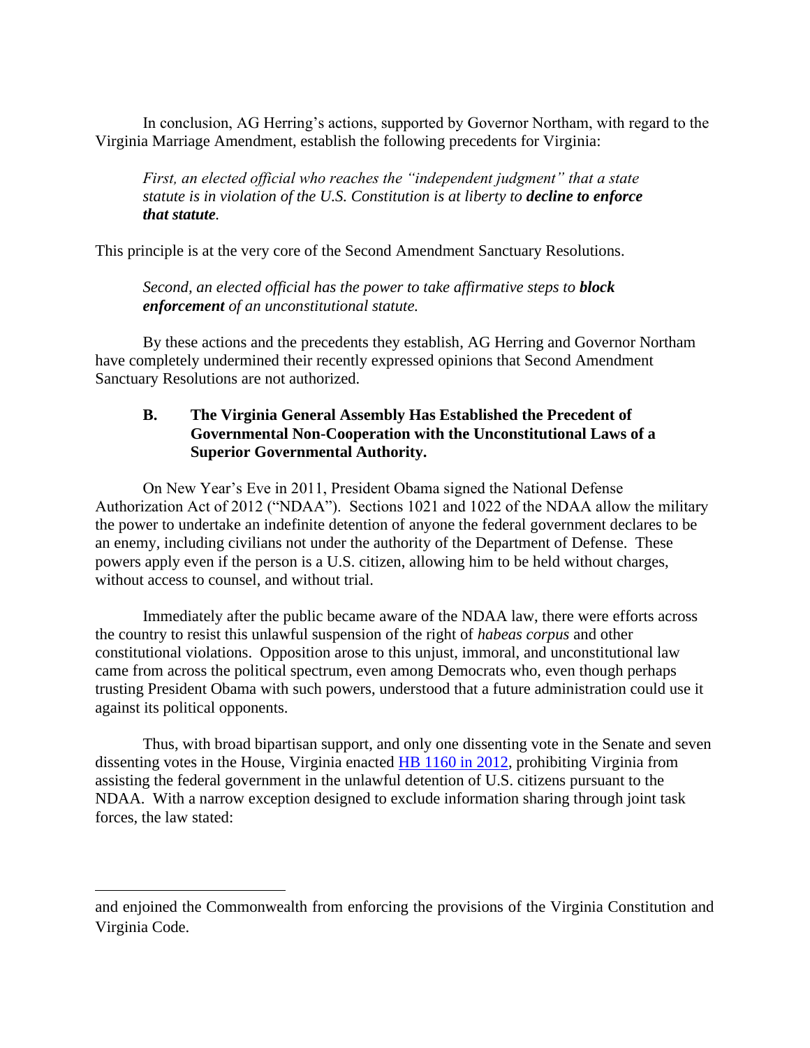In conclusion, AG Herring's actions, supported by Governor Northam, with regard to the Virginia Marriage Amendment, establish the following precedents for Virginia:

> *First, an elected official who reaches the "independent judgment" that a state statute is in violation of the U.S. Constitution is at liberty to **decline to enforce that statute**.*

This principle is at the very core of the Second Amendment Sanctuary Resolutions.

> *Second, an elected official has the power to take affirmative steps to **block enforcement** of an unconstitutional statute.*

By these actions and the precedents they establish, AG Herring and Governor Northam have completely undermined their recently expressed opinions that Second Amendment Sanctuary Resolutions are not authorized.

### B. The Virginia General Assembly Has Established the Precedent of Governmental Non-Cooperation with the Unconstitutional Laws of a Superior Governmental Authority.

On New Year's Eve in 2011, President Obama signed the National Defense Authorization Act of 2012 ("NDAA"). Sections 1021 and 1022 of the NDAA allow the military the power to undertake an indefinite detention of anyone the federal government declares to be an enemy, including civilians not under the authority of the Department of Defense. These powers apply even if the person is a U.S. citizen, allowing him to be held without charges, without access to counsel, and without trial.

Immediately after the public became aware of the NDAA law, there were efforts across the country to resist this unlawful suspension of the right of *habeas corpus* and other constitutional violations. Opposition arose to this unjust, immoral, and unconstitutional law came from across the political spectrum, even among Democrats who, even though perhaps trusting President Obama with such powers, understood that a future administration could use it against its political opponents.

Thus, with broad bipartisan support, and only one dissenting vote in the Senate and seven dissenting votes in the House, Virginia enacted HB 1160 in 2012, prohibiting Virginia from assisting the federal government in the unlawful detention of U.S. citizens pursuant to the NDAA. With a narrow exception designed to exclude information sharing through joint task forces, the law stated:

---

and enjoined the Commonwealth from enforcing the provisions of the Virginia Constitution and Virginia Code.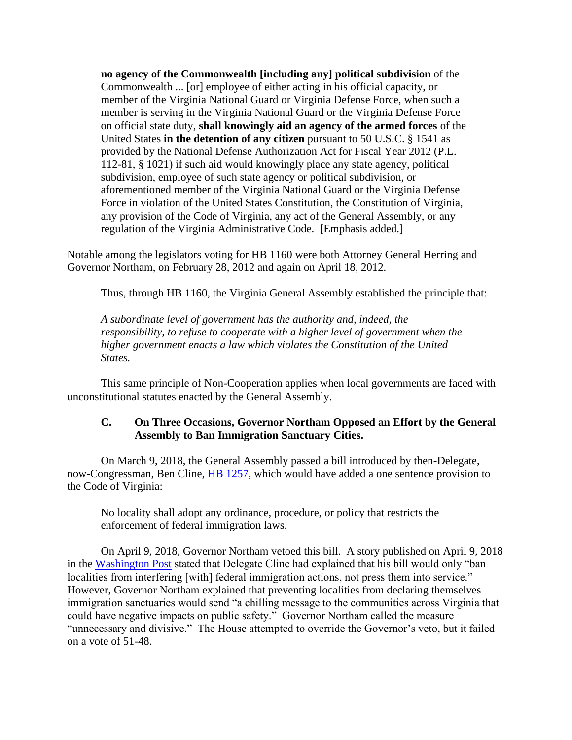> **no agency of the Commonwealth [including any] political subdivision** of the Commonwealth ... [or] employee of either acting in his official capacity, or member of the Virginia National Guard or Virginia Defense Force, when such a member is serving in the Virginia National Guard or the Virginia Defense Force on official state duty, **shall knowingly aid an agency of the armed forces** of the United States **in the detention of any citizen** pursuant to 50 U.S.C. § 1541 as provided by the National Defense Authorization Act for Fiscal Year 2012 (P.L. 112-81, § 1021) if such aid would knowingly place any state agency, political subdivision, employee of such state agency or political subdivision, or aforementioned member of the Virginia National Guard or the Virginia Defense Force in violation of the United States Constitution, the Constitution of Virginia, any provision of the Code of Virginia, any act of the General Assembly, or any regulation of the Virginia Administrative Code. [Emphasis added.]

Notable among the legislators voting for HB 1160 were both Attorney General Herring and Governor Northam, on February 28, 2012 and again on April 18, 2012.

Thus, through HB 1160, the Virginia General Assembly established the principle that:

> *A subordinate level of government has the authority and, indeed, the responsibility, to refuse to cooperate with a higher level of government when the higher government enacts a law which violates the Constitution of the United States.*

This same principle of Non-Cooperation applies when local governments are faced with unconstitutional statutes enacted by the General Assembly.

### C. On Three Occasions, Governor Northam Opposed an Effort by the General Assembly to Ban Immigration Sanctuary Cities.

On March 9, 2018, the General Assembly passed a bill introduced by then-Delegate, now-Congressman, Ben Cline, HB 1257, which would have added a one sentence provision to the Code of Virginia:

> No locality shall adopt any ordinance, procedure, or policy that restricts the enforcement of federal immigration laws.

On April 9, 2018, Governor Northam vetoed this bill. A story published on April 9, 2018 in the Washington Post stated that Delegate Cline had explained that his bill would only "ban localities from interfering [with] federal immigration actions, not press them into service." However, Governor Northam explained that preventing localities from declaring themselves immigration sanctuaries would send "a chilling message to the communities across Virginia that could have negative impacts on public safety." Governor Northam called the measure "unnecessary and divisive." The House attempted to override the Governor's veto, but it failed on a vote of 51-48.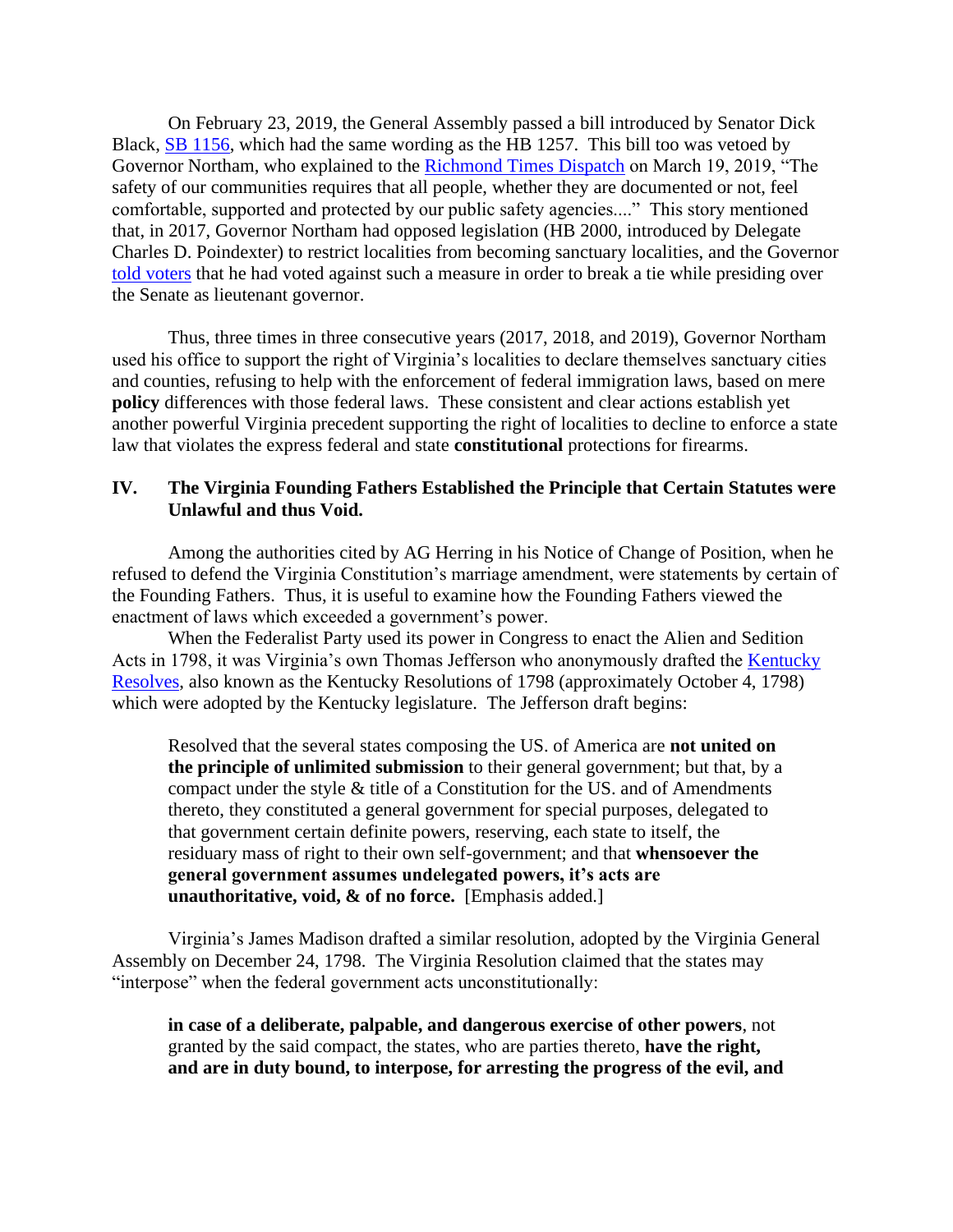On February 23, 2019, the General Assembly passed a bill introduced by Senator Dick Black, SB 1156, which had the same wording as the HB 1257. This bill too was vetoed by Governor Northam, who explained to the Richmond Times Dispatch on March 19, 2019, "The safety of our communities requires that all people, whether they are documented or not, feel comfortable, supported and protected by our public safety agencies...." This story mentioned that, in 2017, Governor Northam had opposed legislation (HB 2000, introduced by Delegate Charles D. Poindexter) to restrict localities from becoming sanctuary localities, and the Governor told voters that he had voted against such a measure in order to break a tie while presiding over the Senate as lieutenant governor.

Thus, three times in three consecutive years (2017, 2018, and 2019), Governor Northam used his office to support the right of Virginia's localities to declare themselves sanctuary cities and counties, refusing to help with the enforcement of federal immigration laws, based on mere **policy** differences with those federal laws. These consistent and clear actions establish yet another powerful Virginia precedent supporting the right of localities to decline to enforce a state law that violates the express federal and state **constitutional** protections for firearms.

## IV. The Virginia Founding Fathers Established the Principle that Certain Statutes were Unlawful and thus Void.

Among the authorities cited by AG Herring in his Notice of Change of Position, when he refused to defend the Virginia Constitution's marriage amendment, were statements by certain of the Founding Fathers. Thus, it is useful to examine how the Founding Fathers viewed the enactment of laws which exceeded a government's power.

When the Federalist Party used its power in Congress to enact the Alien and Sedition Acts in 1798, it was Virginia's own Thomas Jefferson who anonymously drafted the Kentucky Resolves, also known as the Kentucky Resolutions of 1798 (approximately October 4, 1798) which were adopted by the Kentucky legislature. The Jefferson draft begins:

> Resolved that the several states composing the US. of America are **not united on the principle of unlimited submission** to their general government; but that, by a compact under the style & title of a Constitution for the US. and of Amendments thereto, they constituted a general government for special purposes, delegated to that government certain definite powers, reserving, each state to itself, the residuary mass of right to their own self-government; and that **whensoever the general government assumes undelegated powers, it's acts are unauthoritative, void, & of no force.** [Emphasis added.]

Virginia's James Madison drafted a similar resolution, adopted by the Virginia General Assembly on December 24, 1798. The Virginia Resolution claimed that the states may "interpose" when the federal government acts unconstitutionally:

> **in case of a deliberate, palpable, and dangerous exercise of other powers**, not granted by the said compact, the states, who are parties thereto, **have the right, and are in duty bound, to interpose, for arresting the progress of the evil, and**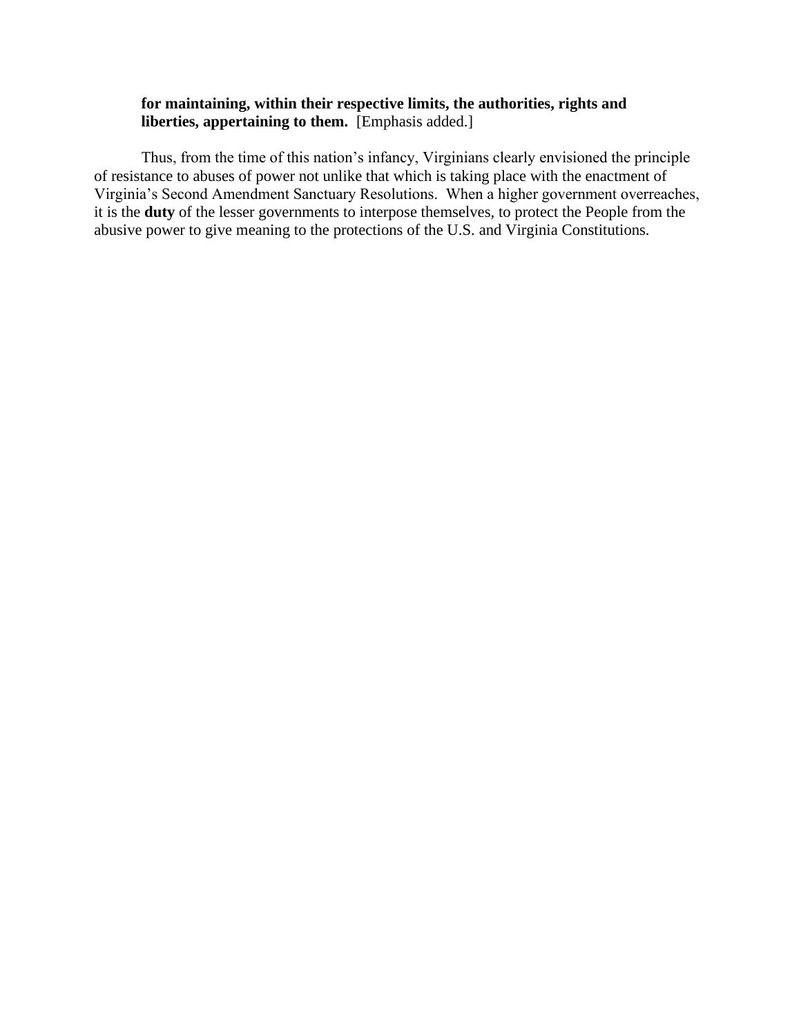> **for maintaining, within their respective limits, the authorities, rights and liberties, appertaining to them.** [Emphasis added.]

Thus, from the time of this nation's infancy, Virginians clearly envisioned the principle of resistance to abuses of power not unlike that which is taking place with the enactment of Virginia's Second Amendment Sanctuary Resolutions. When a higher government overreaches, it is the **duty** of the lesser governments to interpose themselves, to protect the People from the abusive power to give meaning to the protections of the U.S. and Virginia Constitutions.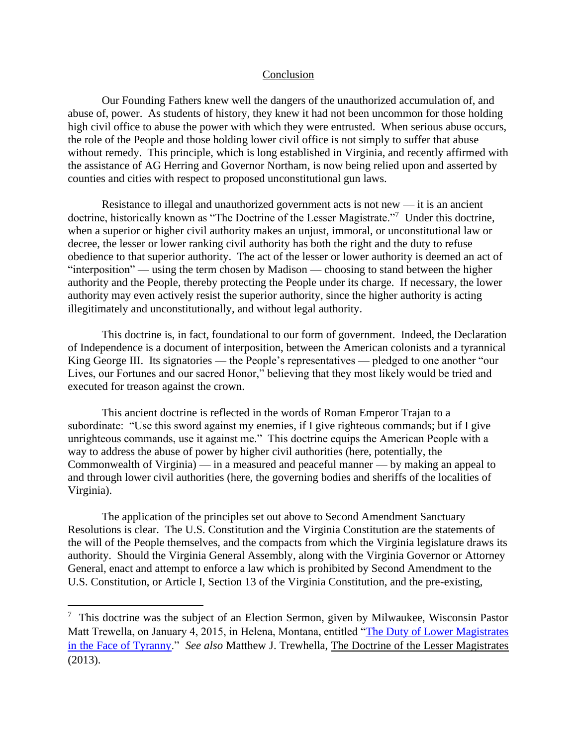## Conclusion

Our Founding Fathers knew well the dangers of the unauthorized accumulation of, and abuse of, power. As students of history, they knew it had not been uncommon for those holding high civil office to abuse the power with which they were entrusted. When serious abuse occurs, the role of the People and those holding lower civil office is not simply to suffer that abuse without remedy. This principle, which is long established in Virginia, and recently affirmed with the assistance of AG Herring and Governor Northam, is now being relied upon and asserted by counties and cities with respect to proposed unconstitutional gun laws.

Resistance to illegal and unauthorized government acts is not new — it is an ancient doctrine, historically known as "The Doctrine of the Lesser Magistrate."[7] Under this doctrine, when a superior or higher civil authority makes an unjust, immoral, or unconstitutional law or decree, the lesser or lower ranking civil authority has both the right and the duty to refuse obedience to that superior authority. The act of the lesser or lower authority is deemed an act of "interposition" — using the term chosen by Madison — choosing to stand between the higher authority and the People, thereby protecting the People under its charge. If necessary, the lower authority may even actively resist the superior authority, since the higher authority is acting illegitimately and unconstitutionally, and without legal authority.

This doctrine is, in fact, foundational to our form of government. Indeed, the Declaration of Independence is a document of interposition, between the American colonists and a tyrannical King George III. Its signatories — the People's representatives — pledged to one another "our Lives, our Fortunes and our sacred Honor," believing that they most likely would be tried and executed for treason against the crown.

This ancient doctrine is reflected in the words of Roman Emperor Trajan to a subordinate: "Use this sword against my enemies, if I give righteous commands; but if I give unrighteous commands, use it against me." This doctrine equips the American People with a way to address the abuse of power by higher civil authorities (here, potentially, the Commonwealth of Virginia) — in a measured and peaceful manner — by making an appeal to and through lower civil authorities (here, the governing bodies and sheriffs of the localities of Virginia).

The application of the principles set out above to Second Amendment Sanctuary Resolutions is clear. The U.S. Constitution and the Virginia Constitution are the statements of the will of the People themselves, and the compacts from which the Virginia legislature draws its authority. Should the Virginia General Assembly, along with the Virginia Governor or Attorney General, enact and attempt to enforce a law which is prohibited by Second Amendment to the U.S. Constitution, or Article I, Section 13 of the Virginia Constitution, and the pre-existing,

---

[7] This doctrine was the subject of an Election Sermon, given by Milwaukee, Wisconsin Pastor Matt Trewella, on January 4, 2015, in Helena, Montana, entitled "The Duty of Lower Magistrates in the Face of Tyranny." *See also* Matthew J. Trewhella, The Doctrine of the Lesser Magistrates (2013).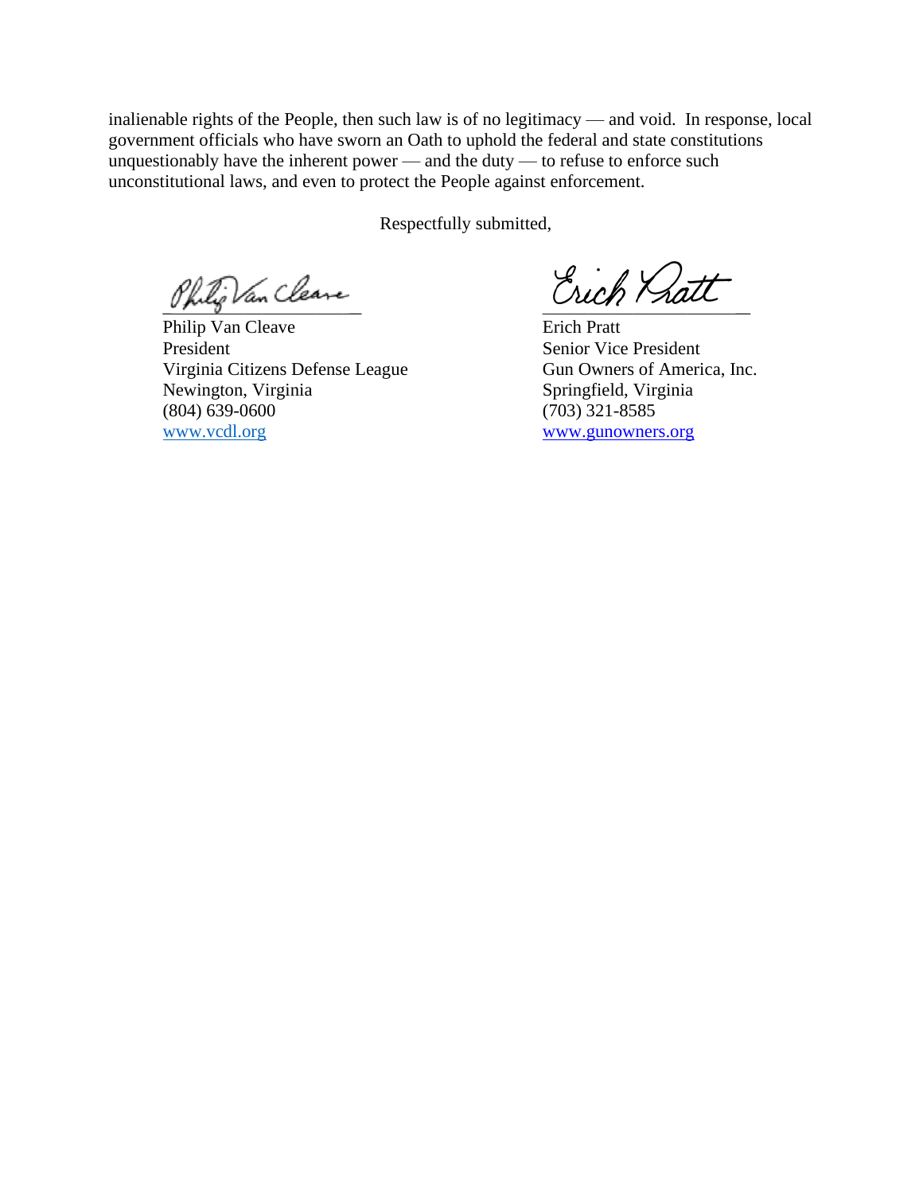inalienable rights of the People, then such law is of no legitimacy — and void. In response, local government officials who have sworn an Oath to uphold the federal and state constitutions unquestionably have the inherent power — and the duty — to refuse to enforce such unconstitutional laws, and even to protect the People against enforcement.

Respectfully submitted,

Philip Van Cleave
President
Virginia Citizens Defense League
Newington, Virginia
(804) 639-0600
www.vcdl.org

Erich Pratt
Senior Vice President
Gun Owners of America, Inc.
Springfield, Virginia
(703) 321-8585
www.gunowners.org